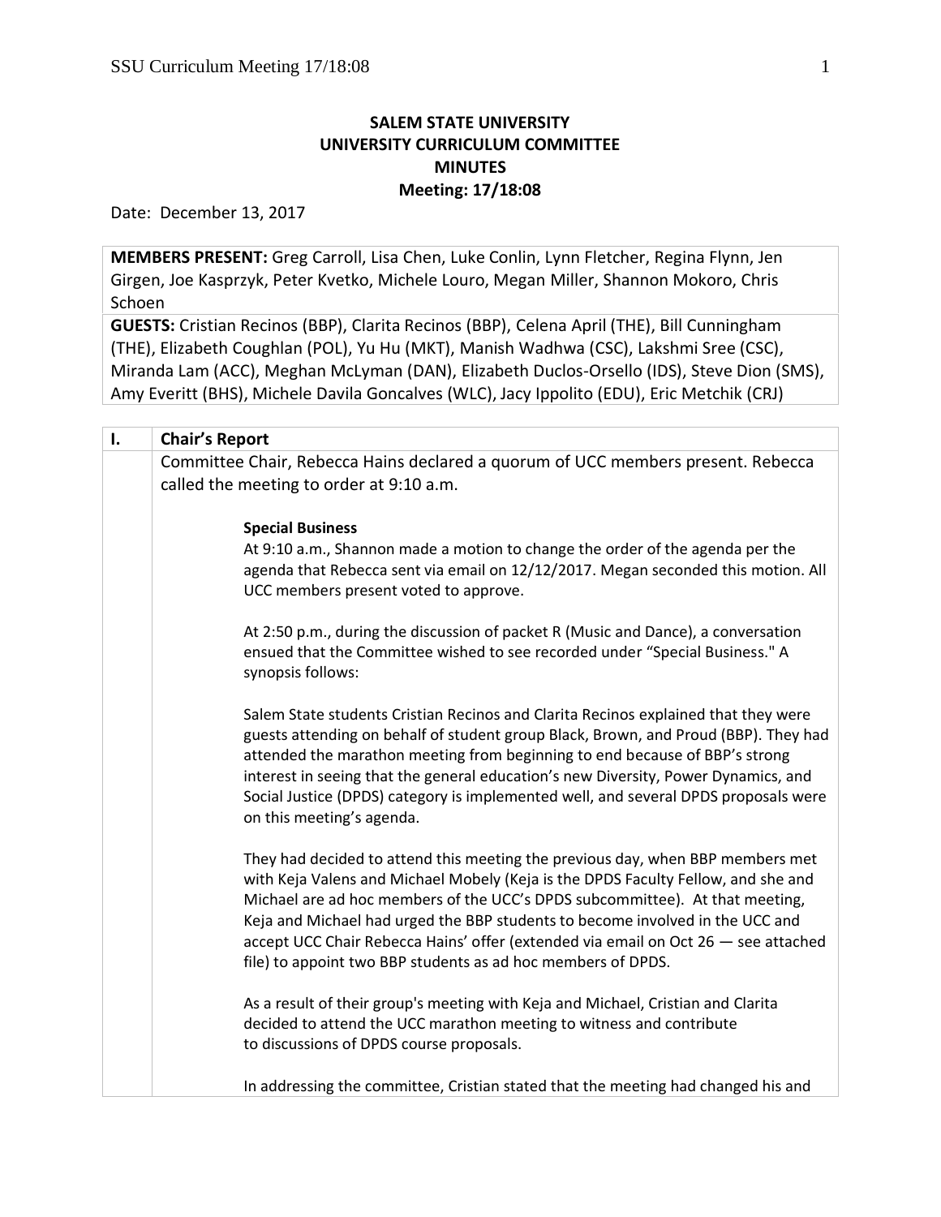# SALEM STATE UNIVERSITY
## UNIVERSITY CURRICULUM COMMITTEE
## MINUTES
## Meeting: 17/18:08

Date: December 13, 2017

| |
|---|
| **MEMBERS PRESENT:** Greg Carroll, Lisa Chen, Luke Conlin, Lynn Fletcher, Regina Flynn, Jen Girgen, Joe Kasprzyk, Peter Kvetko, Michele Louro, Megan Miller, Shannon Mokoro, Chris Schoen |
| **GUESTS:** Cristian Recinos (BBP), Clarita Recinos (BBP), Celena April (THE), Bill Cunningham (THE), Elizabeth Coughlan (POL), Yu Hu (MKT), Manish Wadhwa (CSC), Lakshmi Sree (CSC), Miranda Lam (ACC), Meghan McLyman (DAN), Elizabeth Duclos-Orsello (IDS), Steve Dion (SMS), Amy Everitt (BHS), Michele Davila Goncalves (WLC), Jacy Ippolito (EDU), Eric Metchik (CRJ) |

## I. Chair's Report

Committee Chair, Rebecca Hains declared a quorum of UCC members present. Rebecca called the meeting to order at 9:10 a.m.

**Special Business**

At 9:10 a.m., Shannon made a motion to change the order of the agenda per the agenda that Rebecca sent via email on 12/12/2017. Megan seconded this motion. All UCC members present voted to approve.

At 2:50 p.m., during the discussion of packet R (Music and Dance), a conversation ensued that the Committee wished to see recorded under "Special Business." A synopsis follows:

Salem State students Cristian Recinos and Clarita Recinos explained that they were guests attending on behalf of student group Black, Brown, and Proud (BBP). They had attended the marathon meeting from beginning to end because of BBP's strong interest in seeing that the general education's new Diversity, Power Dynamics, and Social Justice (DPDS) category is implemented well, and several DPDS proposals were on this meeting's agenda.

They had decided to attend this meeting the previous day, when BBP members met with Keja Valens and Michael Mobely (Keja is the DPDS Faculty Fellow, and she and Michael are ad hoc members of the UCC's DPDS subcommittee). At that meeting, Keja and Michael had urged the BBP students to become involved in the UCC and accept UCC Chair Rebecca Hains' offer (extended via email on Oct 26 — see attached file) to appoint two BBP students as ad hoc members of DPDS.

As a result of their group's meeting with Keja and Michael, Cristian and Clarita decided to attend the UCC marathon meeting to witness and contribute to discussions of DPDS course proposals.

In addressing the committee, Cristian stated that the meeting had changed his and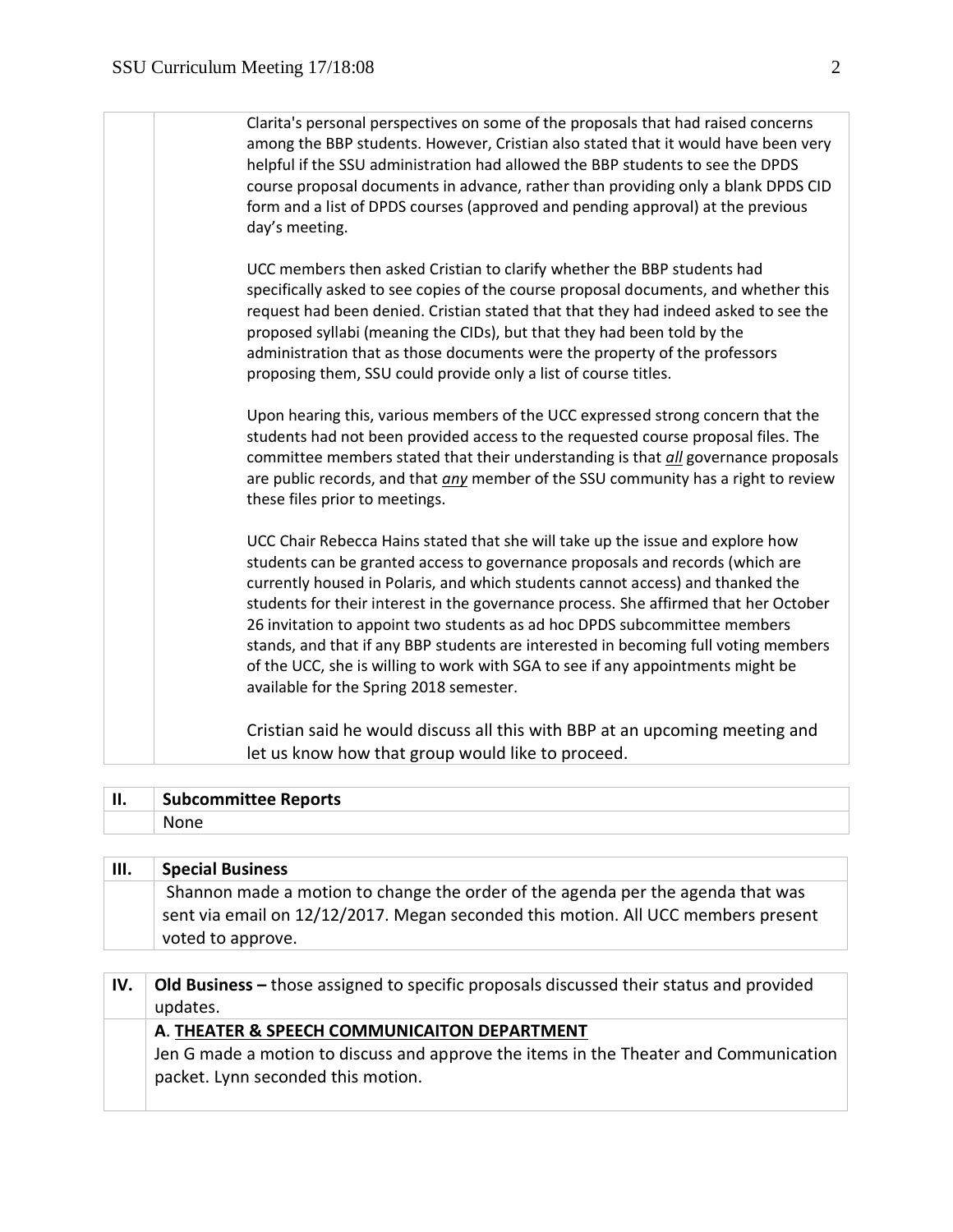Clarita's personal perspectives on some of the proposals that had raised concerns among the BBP students. However, Cristian also stated that it would have been very helpful if the SSU administration had allowed the BBP students to see the DPDS course proposal documents in advance, rather than providing only a blank DPDS CID form and a list of DPDS courses (approved and pending approval) at the previous day's meeting.

UCC members then asked Cristian to clarify whether the BBP students had specifically asked to see copies of the course proposal documents, and whether this request had been denied. Cristian stated that that they had indeed asked to see the proposed syllabi (meaning the CIDs), but that they had been told by the administration that as those documents were the property of the professors proposing them, SSU could provide only a list of course titles.

Upon hearing this, various members of the UCC expressed strong concern that the students had not been provided access to the requested course proposal files. The committee members stated that their understanding is that ***all*** governance proposals are public records, and that ***any*** member of the SSU community has a right to review these files prior to meetings.

UCC Chair Rebecca Hains stated that she will take up the issue and explore how students can be granted access to governance proposals and records (which are currently housed in Polaris, and which students cannot access) and thanked the students for their interest in the governance process. She affirmed that her October 26 invitation to appoint two students as ad hoc DPDS subcommittee members stands, and that if any BBP students are interested in becoming full voting members of the UCC, she is willing to work with SGA to see if any appointments might be available for the Spring 2018 semester.

Cristian said he would discuss all this with BBP at an upcoming meeting and let us know how that group would like to proceed.

## II. Subcommittee Reports

None

## III. Special Business

Shannon made a motion to change the order of the agenda per the agenda that was sent via email on 12/12/2017. Megan seconded this motion. All UCC members present voted to approve.

## IV. Old Business – those assigned to specific proposals discussed their status and provided updates.

**A. THEATER & SPEECH COMMUNICAITON DEPARTMENT**

Jen G made a motion to discuss and approve the items in the Theater and Communication packet. Lynn seconded this motion.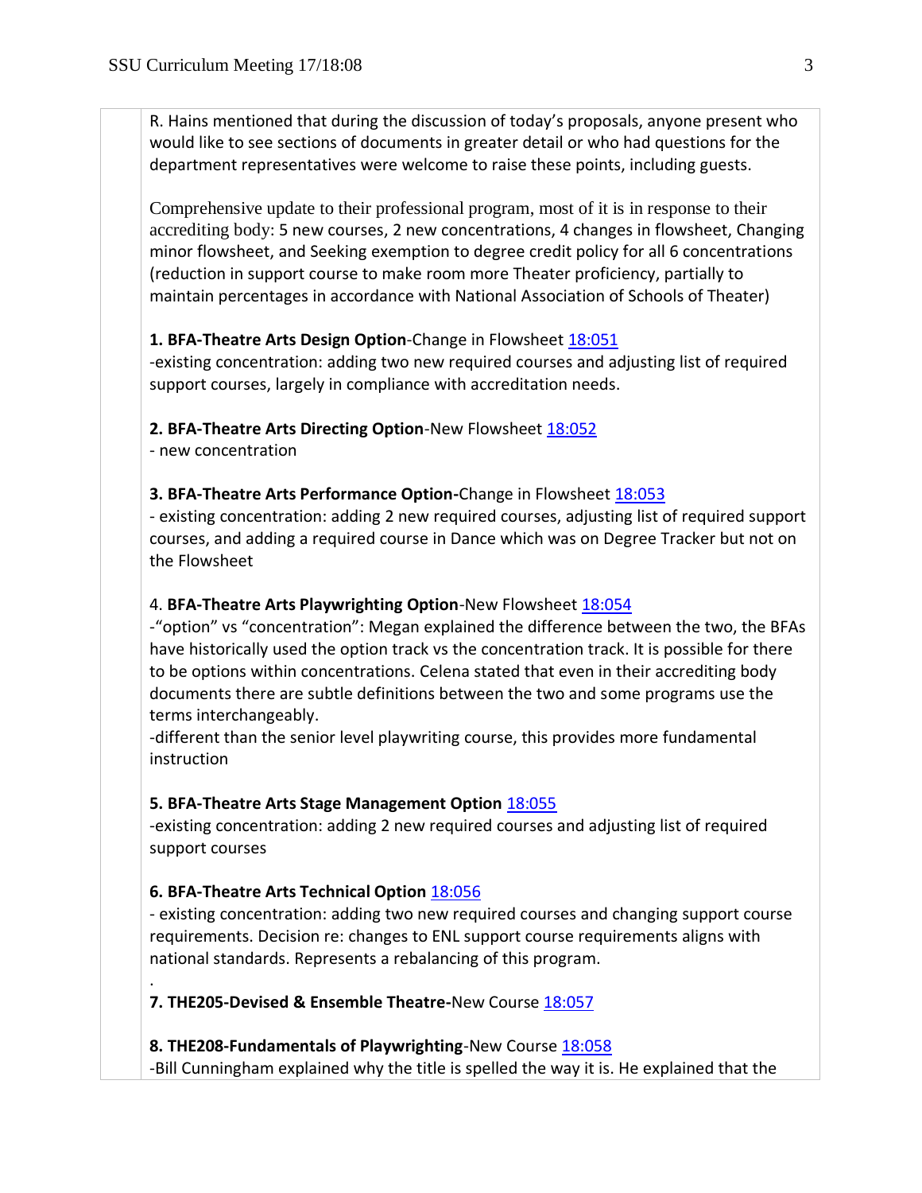R. Hains mentioned that during the discussion of today's proposals, anyone present who would like to see sections of documents in greater detail or who had questions for the department representatives were welcome to raise these points, including guests.

Comprehensive update to their professional program, most of it is in response to their accrediting body: 5 new courses, 2 new concentrations, 4 changes in flowsheet, Changing minor flowsheet, and Seeking exemption to degree credit policy for all 6 concentrations (reduction in support course to make room more Theater proficiency, partially to maintain percentages in accordance with National Association of Schools of Theater)

**1. BFA-Theatre Arts Design Option**-Change in Flowsheet 18:051
-existing concentration: adding two new required courses and adjusting list of required support courses, largely in compliance with accreditation needs.

**2. BFA-Theatre Arts Directing Option**-New Flowsheet 18:052
- new concentration

**3. BFA-Theatre Arts Performance Option-**Change in Flowsheet 18:053
- existing concentration: adding 2 new required courses, adjusting list of required support courses, and adding a required course in Dance which was on Degree Tracker but not on the Flowsheet

4. **BFA-Theatre Arts Playwrighting Option**-New Flowsheet 18:054
-"option" vs "concentration": Megan explained the difference between the two, the BFAs have historically used the option track vs the concentration track. It is possible for there to be options within concentrations. Celena stated that even in their accrediting body documents there are subtle definitions between the two and some programs use the terms interchangeably.
-different than the senior level playwriting course, this provides more fundamental instruction

**5. BFA-Theatre Arts Stage Management Option** 18:055
-existing concentration: adding 2 new required courses and adjusting list of required support courses

**6. BFA-Theatre Arts Technical Option** 18:056
- existing concentration: adding two new required courses and changing support course requirements. Decision re: changes to ENL support course requirements aligns with national standards. Represents a rebalancing of this program.

.
**7. THE205-Devised & Ensemble Theatre-**New Course 18:057

**8. THE208-Fundamentals of Playwrighting**-New Course 18:058
-Bill Cunningham explained why the title is spelled the way it is. He explained that the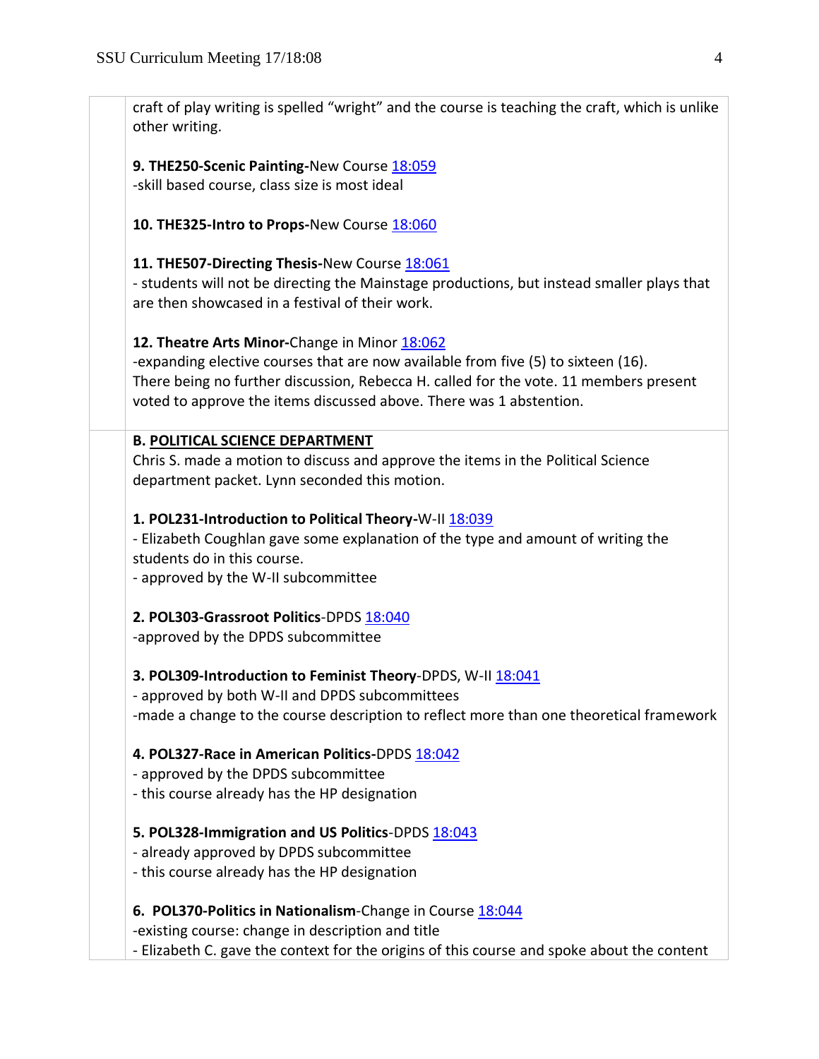craft of play writing is spelled "wright" and the course is teaching the craft, which is unlike other writing.

**9. THE250-Scenic Painting-**New Course 18:059
-skill based course, class size is most ideal

**10. THE325-Intro to Props-**New Course 18:060

**11. THE507-Directing Thesis-**New Course 18:061
- students will not be directing the Mainstage productions, but instead smaller plays that are then showcased in a festival of their work.

**12. Theatre Arts Minor-**Change in Minor 18:062
-expanding elective courses that are now available from five (5) to sixteen (16).
There being no further discussion, Rebecca H. called for the vote. 11 members present voted to approve the items discussed above. There was 1 abstention.

**B. POLITICAL SCIENCE DEPARTMENT**
Chris S. made a motion to discuss and approve the items in the Political Science department packet. Lynn seconded this motion.

**1. POL231-Introduction to Political Theory**-W-II 18:039
- Elizabeth Coughlan gave some explanation of the type and amount of writing the students do in this course.
- approved by the W-II subcommittee

**2. POL303-Grassroot Politics**-DPDS 18:040
-approved by the DPDS subcommittee

**3. POL309-Introduction to Feminist Theory**-DPDS, W-II 18:041
- approved by both W-II and DPDS subcommittees
-made a change to the course description to reflect more than one theoretical framework

**4. POL327-Race in American Politics-**DPDS 18:042
- approved by the DPDS subcommittee
- this course already has the HP designation

**5. POL328-Immigration and US Politics**-DPDS 18:043
- already approved by DPDS subcommittee
- this course already has the HP designation

**6. POL370-Politics in Nationalism**-Change in Course 18:044
-existing course: change in description and title
- Elizabeth C. gave the context for the origins of this course and spoke about the content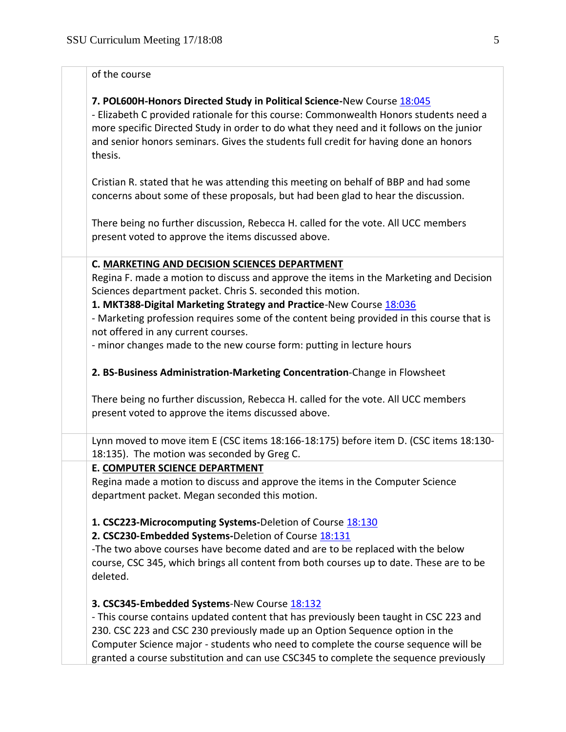of the course

**7. POL600H-Honors Directed Study in Political Science-**New Course 18:045

- Elizabeth C provided rationale for this course: Commonwealth Honors students need a more specific Directed Study in order to do what they need and it follows on the junior and senior honors seminars. Gives the students full credit for having done an honors thesis.

Cristian R. stated that he was attending this meeting on behalf of BBP and had some concerns about some of these proposals, but had been glad to hear the discussion.

There being no further discussion, Rebecca H. called for the vote. All UCC members present voted to approve the items discussed above.

**C. <u>MARKETING AND DECISION SCIENCES DEPARTMENT</u>**

Regina F. made a motion to discuss and approve the items in the Marketing and Decision Sciences department packet. Chris S. seconded this motion.

**1. MKT388-Digital Marketing Strategy and Practice**-New Course 18:036

- Marketing profession requires some of the content being provided in this course that is not offered in any current courses.
- minor changes made to the new course form: putting in lecture hours

**2. BS-Business Administration-Marketing Concentration**-Change in Flowsheet

There being no further discussion, Rebecca H. called for the vote. All UCC members present voted to approve the items discussed above.

Lynn moved to move item E (CSC items 18:166-18:175) before item D. (CSC items 18:130-18:135). The motion was seconded by Greg C.

**E. <u>COMPUTER SCIENCE DEPARTMENT</u>**

Regina made a motion to discuss and approve the items in the Computer Science department packet. Megan seconded this motion.

**1. CSC223-Microcomputing Systems-**Deletion of Course 18:130

**2. CSC230-Embedded Systems-**Deletion of Course 18:131

-The two above courses have become dated and are to be replaced with the below course, CSC 345, which brings all content from both courses up to date. These are to be deleted.

**3. CSC345-Embedded Systems**-New Course 18:132

- This course contains updated content that has previously been taught in CSC 223 and 230. CSC 223 and CSC 230 previously made up an Option Sequence option in the Computer Science major - students who need to complete the course sequence will be granted a course substitution and can use CSC345 to complete the sequence previously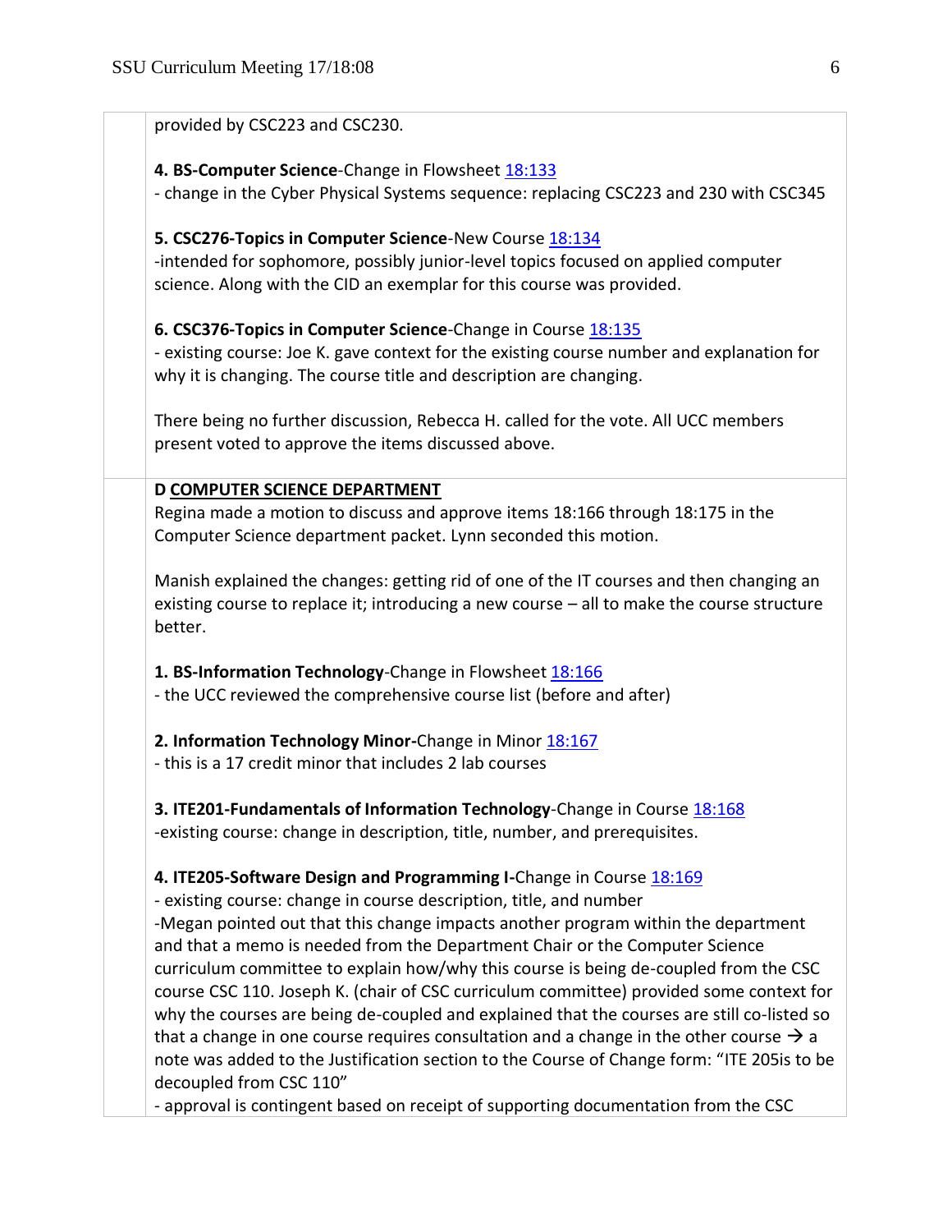provided by CSC223 and CSC230.

**4. BS-Computer Science**-Change in Flowsheet 18:133
- change in the Cyber Physical Systems sequence: replacing CSC223 and 230 with CSC345

**5. CSC276-Topics in Computer Science**-New Course 18:134
-intended for sophomore, possibly junior-level topics focused on applied computer science. Along with the CID an exemplar for this course was provided.

**6. CSC376-Topics in Computer Science**-Change in Course 18:135
- existing course: Joe K. gave context for the existing course number and explanation for why it is changing. The course title and description are changing.

There being no further discussion, Rebecca H. called for the vote. All UCC members present voted to approve the items discussed above.

**D COMPUTER SCIENCE DEPARTMENT**

Regina made a motion to discuss and approve items 18:166 through 18:175 in the Computer Science department packet. Lynn seconded this motion.

Manish explained the changes: getting rid of one of the IT courses and then changing an existing course to replace it; introducing a new course – all to make the course structure better.

**1. BS-Information Technology**-Change in Flowsheet 18:166
- the UCC reviewed the comprehensive course list (before and after)

**2. Information Technology Minor-**Change in Minor 18:167
- this is a 17 credit minor that includes 2 lab courses

**3. ITE201-Fundamentals of Information Technology**-Change in Course 18:168
-existing course: change in description, title, number, and prerequisites.

**4. ITE205-Software Design and Programming I-**Change in Course 18:169
- existing course: change in course description, title, and number
-Megan pointed out that this change impacts another program within the department and that a memo is needed from the Department Chair or the Computer Science curriculum committee to explain how/why this course is being de-coupled from the CSC course CSC 110. Joseph K. (chair of CSC curriculum committee) provided some context for why the courses are being de-coupled and explained that the courses are still co-listed so that a change in one course requires consultation and a change in the other course → a note was added to the Justification section to the Course of Change form: "ITE 205is to be decoupled from CSC 110"
- approval is contingent based on receipt of supporting documentation from the CSC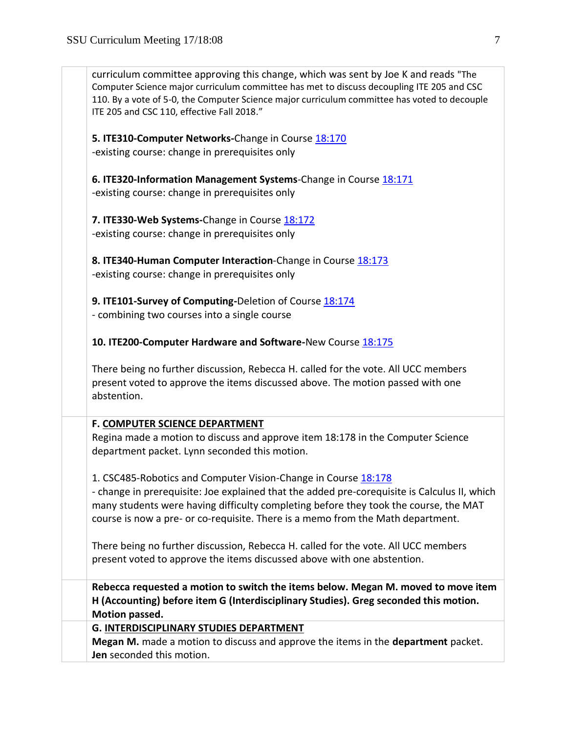curriculum committee approving this change, which was sent by Joe K and reads "The Computer Science major curriculum committee has met to discuss decoupling ITE 205 and CSC 110. By a vote of 5-0, the Computer Science major curriculum committee has voted to decouple ITE 205 and CSC 110, effective Fall 2018."

**5. ITE310-Computer Networks-**Change in Course 18:170
-existing course: change in prerequisites only

**6. ITE320-Information Management Systems**-Change in Course 18:171
-existing course: change in prerequisites only

**7. ITE330-Web Systems-**Change in Course 18:172
-existing course: change in prerequisites only

**8. ITE340-Human Computer Interaction**-Change in Course 18:173
-existing course: change in prerequisites only

**9. ITE101-Survey of Computing-**Deletion of Course 18:174
- combining two courses into a single course

**10. ITE200-Computer Hardware and Software-**New Course 18:175

There being no further discussion, Rebecca H. called for the vote. All UCC members present voted to approve the items discussed above. The motion passed with one abstention.

**F. COMPUTER SCIENCE DEPARTMENT**

Regina made a motion to discuss and approve item 18:178 in the Computer Science department packet. Lynn seconded this motion.

1. CSC485-Robotics and Computer Vision-Change in Course 18:178
- change in prerequisite: Joe explained that the added pre-corequisite is Calculus II, which many students were having difficulty completing before they took the course, the MAT course is now a pre- or co-requisite. There is a memo from the Math department.

There being no further discussion, Rebecca H. called for the vote. All UCC members present voted to approve the items discussed above with one abstention.

**Rebecca requested a motion to switch the items below. Megan M. moved to move item H (Accounting) before item G (Interdisciplinary Studies). Greg seconded this motion. Motion passed.**

**G. INTERDISCIPLINARY STUDIES DEPARTMENT**

**Megan M.** made a motion to discuss and approve the items in the **department** packet. **Jen** seconded this motion.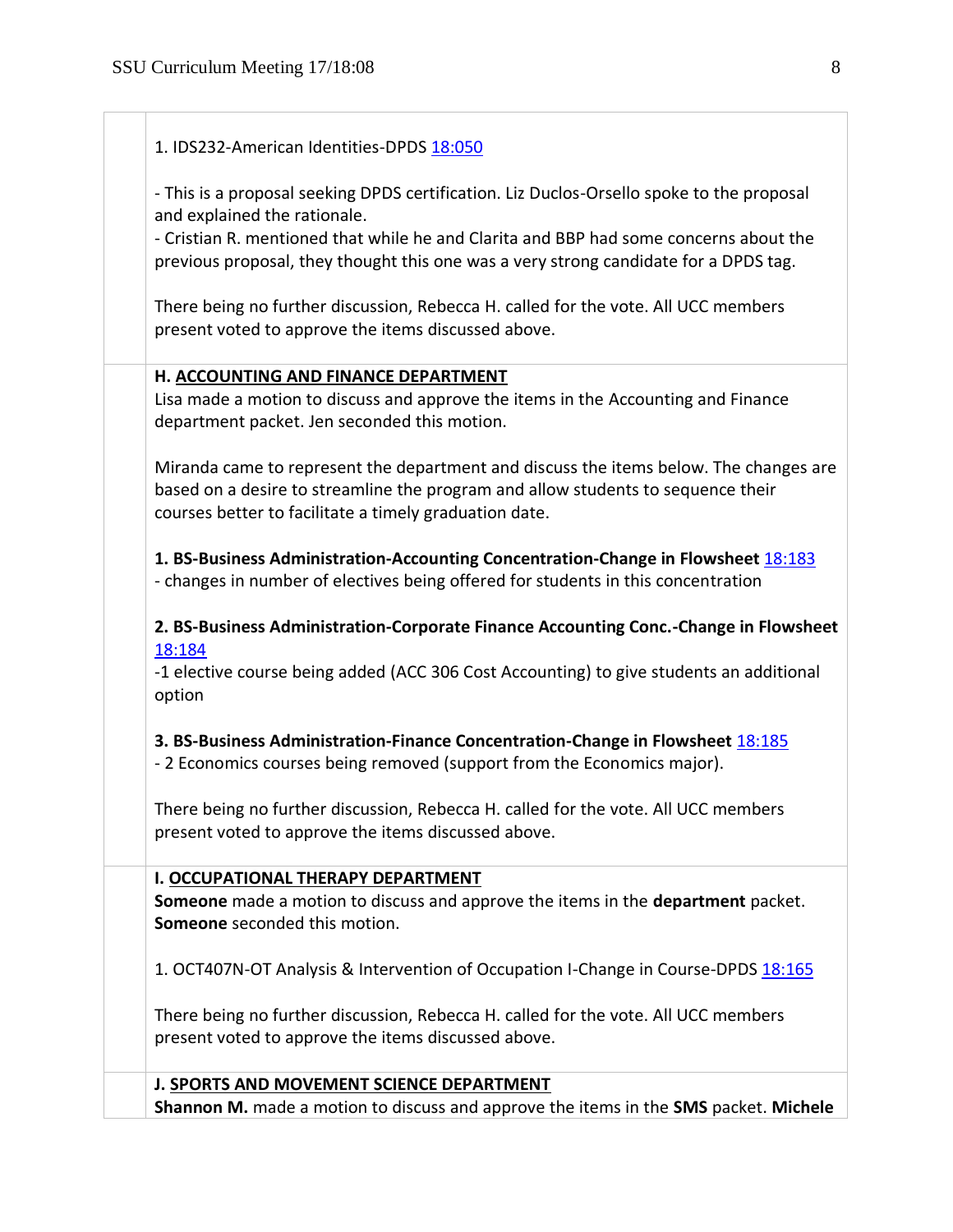1. IDS232-American Identities-DPDS 18:050

- This is a proposal seeking DPDS certification. Liz Duclos-Orsello spoke to the proposal and explained the rationale.
- Cristian R. mentioned that while he and Clarita and BBP had some concerns about the previous proposal, they thought this one was a very strong candidate for a DPDS tag.

There being no further discussion, Rebecca H. called for the vote. All UCC members present voted to approve the items discussed above.

**H. <u>ACCOUNTING AND FINANCE DEPARTMENT</u>**

Lisa made a motion to discuss and approve the items in the Accounting and Finance department packet. Jen seconded this motion.

Miranda came to represent the department and discuss the items below. The changes are based on a desire to streamline the program and allow students to sequence their courses better to facilitate a timely graduation date.

**1. BS-Business Administration-Accounting Concentration-Change in Flowsheet** 18:183
- changes in number of electives being offered for students in this concentration

**2. BS-Business Administration-Corporate Finance Accounting Conc.-Change in Flowsheet** 18:184
-1 elective course being added (ACC 306 Cost Accounting) to give students an additional option

**3. BS-Business Administration-Finance Concentration-Change in Flowsheet** 18:185
- 2 Economics courses being removed (support from the Economics major).

There being no further discussion, Rebecca H. called for the vote. All UCC members present voted to approve the items discussed above.

**I. <u>OCCUPATIONAL THERAPY DEPARTMENT</u>**

**Someone** made a motion to discuss and approve the items in the **department** packet. **Someone** seconded this motion.

1. OCT407N-OT Analysis & Intervention of Occupation I-Change in Course-DPDS 18:165

There being no further discussion, Rebecca H. called for the vote. All UCC members present voted to approve the items discussed above.

**J. <u>SPORTS AND MOVEMENT SCIENCE DEPARTMENT</u>**

**Shannon M.** made a motion to discuss and approve the items in the **SMS** packet. **Michele**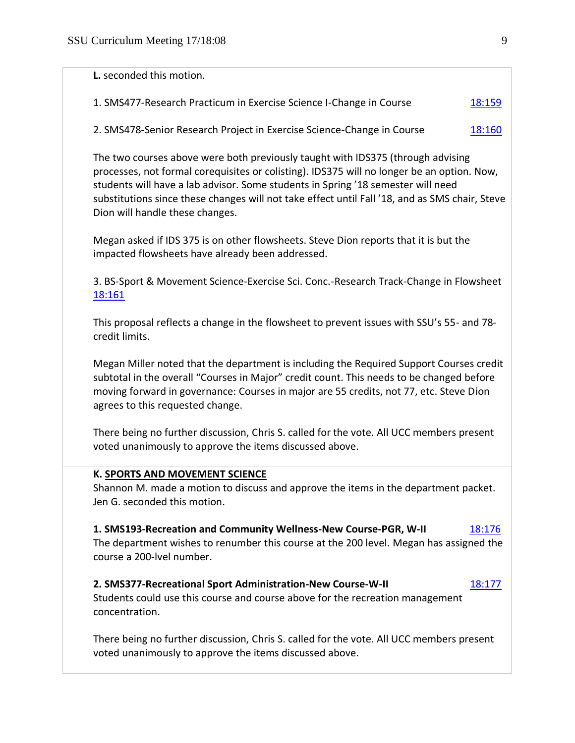**L.** seconded this motion.

1. SMS477-Research Practicum in Exercise Science I-Change in Course 18:159

2. SMS478-Senior Research Project in Exercise Science-Change in Course 18:160

The two courses above were both previously taught with IDS375 (through advising processes, not formal corequisites or colisting). IDS375 will no longer be an option. Now, students will have a lab advisor. Some students in Spring '18 semester will need substitutions since these changes will not take effect until Fall '18, and as SMS chair, Steve Dion will handle these changes.

Megan asked if IDS 375 is on other flowsheets. Steve Dion reports that it is but the impacted flowsheets have already been addressed.

3. BS-Sport & Movement Science-Exercise Sci. Conc.-Research Track-Change in Flowsheet 18:161

This proposal reflects a change in the flowsheet to prevent issues with SSU's 55- and 78-credit limits.

Megan Miller noted that the department is including the Required Support Courses credit subtotal in the overall "Courses in Major" credit count. This needs to be changed before moving forward in governance: Courses in major are 55 credits, not 77, etc. Steve Dion agrees to this requested change.

There being no further discussion, Chris S. called for the vote. All UCC members present voted unanimously to approve the items discussed above.

**K. SPORTS AND MOVEMENT SCIENCE**

Shannon M. made a motion to discuss and approve the items in the department packet. Jen G. seconded this motion.

**1. SMS193-Recreation and Community Wellness-New Course-PGR, W-II** 18:176

The department wishes to renumber this course at the 200 level. Megan has assigned the course a 200-lvel number.

**2. SMS377-Recreational Sport Administration-New Course-W-II** 18:177

Students could use this course and course above for the recreation management concentration.

There being no further discussion, Chris S. called for the vote. All UCC members present voted unanimously to approve the items discussed above.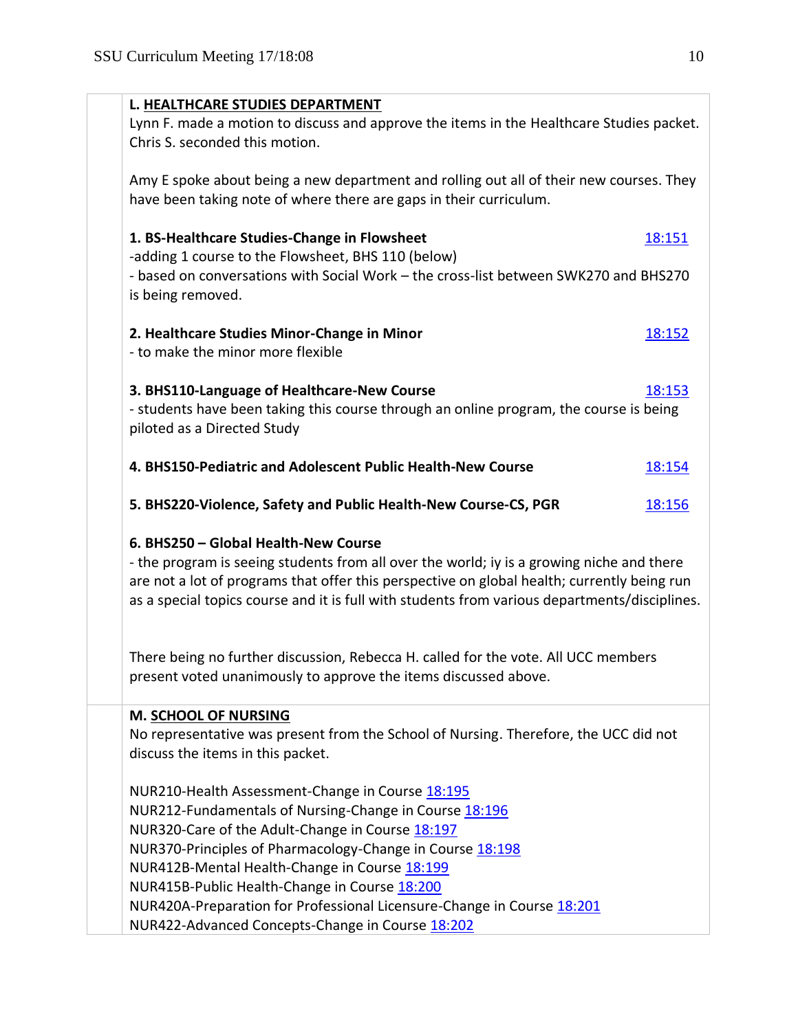## L. HEALTHCARE STUDIES DEPARTMENT

Lynn F. made a motion to discuss and approve the items in the Healthcare Studies packet. Chris S. seconded this motion.

Amy E spoke about being a new department and rolling out all of their new courses. They have been taking note of where there are gaps in their curriculum.

**1. BS-Healthcare Studies-Change in Flowsheet** 18:151

-adding 1 course to the Flowsheet, BHS 110 (below)

- based on conversations with Social Work – the cross-list between SWK270 and BHS270 is being removed.

**2. Healthcare Studies Minor-Change in Minor** 18:152

- to make the minor more flexible

**3. BHS110-Language of Healthcare-New Course** 18:153

- students have been taking this course through an online program, the course is being piloted as a Directed Study

**4. BHS150-Pediatric and Adolescent Public Health-New Course** 18:154

**5. BHS220-Violence, Safety and Public Health-New Course-CS, PGR** 18:156

**6. BHS250 – Global Health-New Course**

- the program is seeing students from all over the world; iy is a growing niche and there are not a lot of programs that offer this perspective on global health; currently being run as a special topics course and it is full with students from various departments/disciplines.

There being no further discussion, Rebecca H. called for the vote. All UCC members present voted unanimously to approve the items discussed above.

## M. SCHOOL OF NURSING

No representative was present from the School of Nursing. Therefore, the UCC did not discuss the items in this packet.

NUR210-Health Assessment-Change in Course 18:195
NUR212-Fundamentals of Nursing-Change in Course 18:196
NUR320-Care of the Adult-Change in Course 18:197
NUR370-Principles of Pharmacology-Change in Course 18:198
NUR412B-Mental Health-Change in Course 18:199
NUR415B-Public Health-Change in Course 18:200
NUR420A-Preparation for Professional Licensure-Change in Course 18:201
NUR422-Advanced Concepts-Change in Course 18:202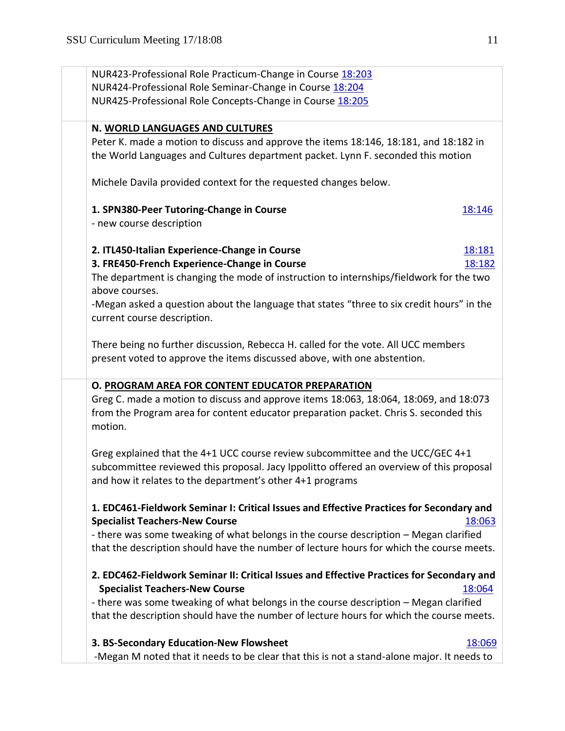NUR423-Professional Role Practicum-Change in Course 18:203
NUR424-Professional Role Seminar-Change in Course 18:204
NUR425-Professional Role Concepts-Change in Course 18:205

**N. WORLD LANGUAGES AND CULTURES**

Peter K. made a motion to discuss and approve the items 18:146, 18:181, and 18:182 in the World Languages and Cultures department packet. Lynn F. seconded this motion

Michele Davila provided context for the requested changes below.

**1. SPN380-Peer Tutoring-Change in Course** 18:146
- new course description

**2. ITL450-Italian Experience-Change in Course** 18:181
**3. FRE450-French Experience-Change in Course** 18:182

The department is changing the mode of instruction to internships/fieldwork for the two above courses.
-Megan asked a question about the language that states "three to six credit hours" in the current course description.

There being no further discussion, Rebecca H. called for the vote. All UCC members present voted to approve the items discussed above, with one abstention.

**O. PROGRAM AREA FOR CONTENT EDUCATOR PREPARATION**

Greg C. made a motion to discuss and approve items 18:063, 18:064, 18:069, and 18:073 from the Program area for content educator preparation packet. Chris S. seconded this motion.

Greg explained that the 4+1 UCC course review subcommittee and the UCC/GEC 4+1 subcommittee reviewed this proposal. Jacy Ippolitto offered an overview of this proposal and how it relates to the department's other 4+1 programs

**1. EDC461-Fieldwork Seminar I: Critical Issues and Effective Practices for Secondary and Specialist Teachers-New Course** 18:063
- there was some tweaking of what belongs in the course description – Megan clarified that the description should have the number of lecture hours for which the course meets.

**2. EDC462-Fieldwork Seminar II: Critical Issues and Effective Practices for Secondary and Specialist Teachers-New Course** 18:064
- there was some tweaking of what belongs in the course description – Megan clarified that the description should have the number of lecture hours for which the course meets.

**3. BS-Secondary Education-New Flowsheet** 18:069
-Megan M noted that it needs to be clear that this is not a stand-alone major. It needs to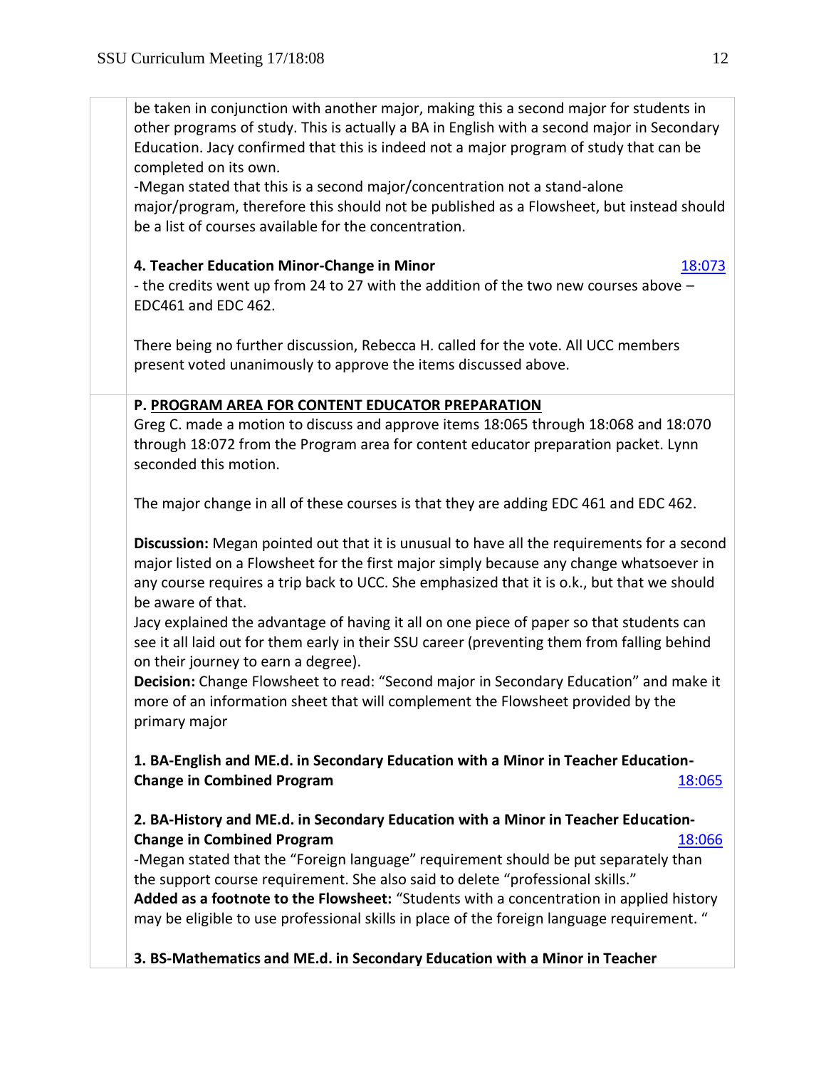be taken in conjunction with another major, making this a second major for students in other programs of study. This is actually a BA in English with a second major in Secondary Education. Jacy confirmed that this is indeed not a major program of study that can be completed on its own.

-Megan stated that this is a second major/concentration not a stand-alone major/program, therefore this should not be published as a Flowsheet, but instead should be a list of courses available for the concentration.

**4. Teacher Education Minor-Change in Minor** 18:073

- the credits went up from 24 to 27 with the addition of the two new courses above – EDC461 and EDC 462.

There being no further discussion, Rebecca H. called for the vote. All UCC members present voted unanimously to approve the items discussed above.

**P. PROGRAM AREA FOR CONTENT EDUCATOR PREPARATION**

Greg C. made a motion to discuss and approve items 18:065 through 18:068 and 18:070 through 18:072 from the Program area for content educator preparation packet. Lynn seconded this motion.

The major change in all of these courses is that they are adding EDC 461 and EDC 462.

**Discussion:** Megan pointed out that it is unusual to have all the requirements for a second major listed on a Flowsheet for the first major simply because any change whatsoever in any course requires a trip back to UCC. She emphasized that it is o.k., but that we should be aware of that.

Jacy explained the advantage of having it all on one piece of paper so that students can see it all laid out for them early in their SSU career (preventing them from falling behind on their journey to earn a degree).

**Decision:** Change Flowsheet to read: "Second major in Secondary Education" and make it more of an information sheet that will complement the Flowsheet provided by the primary major

**1. BA-English and ME.d. in Secondary Education with a Minor in Teacher Education-Change in Combined Program** 18:065

**2. BA-History and ME.d. in Secondary Education with a Minor in Teacher Education-Change in Combined Program** 18:066

-Megan stated that the "Foreign language" requirement should be put separately than the support course requirement. She also said to delete "professional skills."

**Added as a footnote to the Flowsheet:** "Students with a concentration in applied history may be eligible to use professional skills in place of the foreign language requirement. "

**3. BS-Mathematics and ME.d. in Secondary Education with a Minor in Teacher**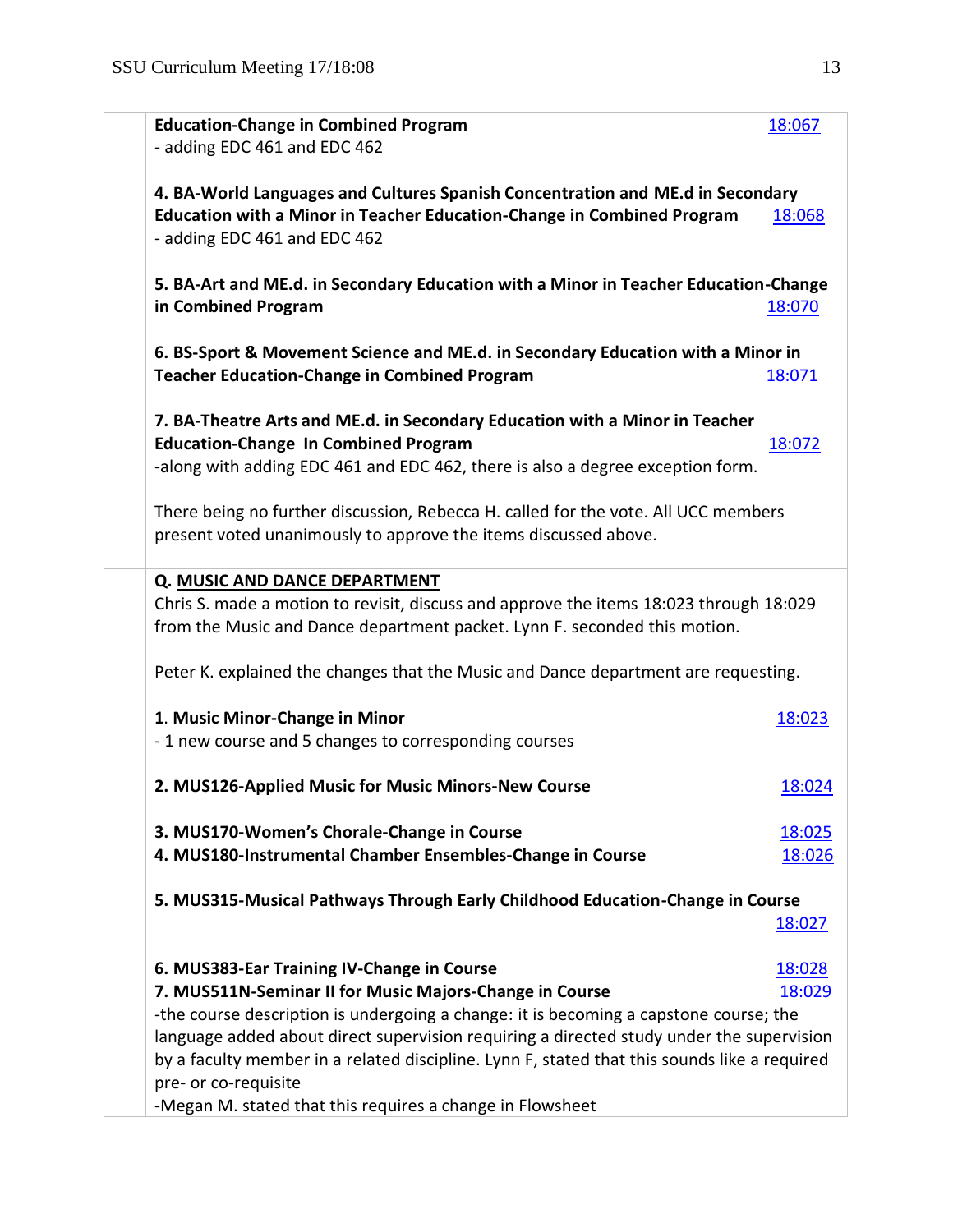**Education-Change in Combined Program** 18:067
- adding EDC 461 and EDC 462

**4. BA-World Languages and Cultures Spanish Concentration and ME.d in Secondary Education with a Minor in Teacher Education-Change in Combined Program** 18:068
- adding EDC 461 and EDC 462

**5. BA-Art and ME.d. in Secondary Education with a Minor in Teacher Education-Change in Combined Program** 18:070

**6. BS-Sport & Movement Science and ME.d. in Secondary Education with a Minor in Teacher Education-Change in Combined Program** 18:071

**7. BA-Theatre Arts and ME.d. in Secondary Education with a Minor in Teacher Education-Change In Combined Program** 18:072
-along with adding EDC 461 and EDC 462, there is also a degree exception form.

There being no further discussion, Rebecca H. called for the vote. All UCC members present voted unanimously to approve the items discussed above.

**Q. MUSIC AND DANCE DEPARTMENT**

Chris S. made a motion to revisit, discuss and approve the items 18:023 through 18:029 from the Music and Dance department packet. Lynn F. seconded this motion.

Peter K. explained the changes that the Music and Dance department are requesting.

1. **Music Minor-Change in Minor** 18:023
- 1 new course and 5 changes to corresponding courses

**2. MUS126-Applied Music for Music Minors-New Course** 18:024

**3. MUS170-Women's Chorale-Change in Course** 18:025
**4. MUS180-Instrumental Chamber Ensembles-Change in Course** 18:026

**5. MUS315-Musical Pathways Through Early Childhood Education-Change in Course** 18:027

**6. MUS383-Ear Training IV-Change in Course** 18:028
**7. MUS511N-Seminar II for Music Majors-Change in Course** 18:029
-the course description is undergoing a change: it is becoming a capstone course; the language added about direct supervision requiring a directed study under the supervision by a faculty member in a related discipline. Lynn F, stated that this sounds like a required pre- or co-requisite
-Megan M. stated that this requires a change in Flowsheet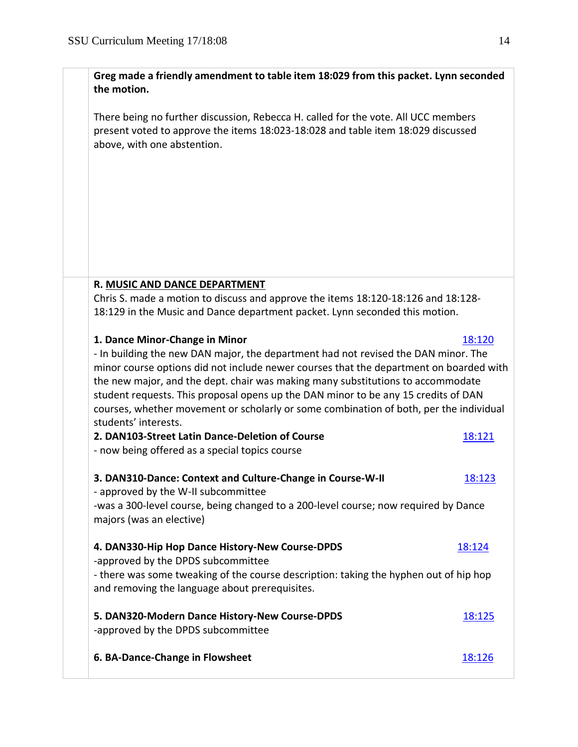**Greg made a friendly amendment to table item 18:029 from this packet. Lynn seconded the motion.**

There being no further discussion, Rebecca H. called for the vote. All UCC members present voted to approve the items 18:023-18:028 and table item 18:029 discussed above, with one abstention.

**R. MUSIC AND DANCE DEPARTMENT**

Chris S. made a motion to discuss and approve the items 18:120-18:126 and 18:128-18:129 in the Music and Dance department packet. Lynn seconded this motion.

**1. Dance Minor-Change in Minor** 18:120

- In building the new DAN major, the department had not revised the DAN minor. The minor course options did not include newer courses that the department on boarded with the new major, and the dept. chair was making many substitutions to accommodate student requests. This proposal opens up the DAN minor to be any 15 credits of DAN courses, whether movement or scholarly or some combination of both, per the individual students' interests.

**2. DAN103-Street Latin Dance-Deletion of Course** 18:121

- now being offered as a special topics course

**3. DAN310-Dance: Context and Culture-Change in Course-W-II** 18:123

- approved by the W-II subcommittee
- was a 300-level course, being changed to a 200-level course; now required by Dance majors (was an elective)

**4. DAN330-Hip Hop Dance History-New Course-DPDS** 18:124

- approved by the DPDS subcommittee
- there was some tweaking of the course description: taking the hyphen out of hip hop and removing the language about prerequisites.

**5. DAN320-Modern Dance History-New Course-DPDS** 18:125

- approved by the DPDS subcommittee

**6. BA-Dance-Change in Flowsheet** 18:126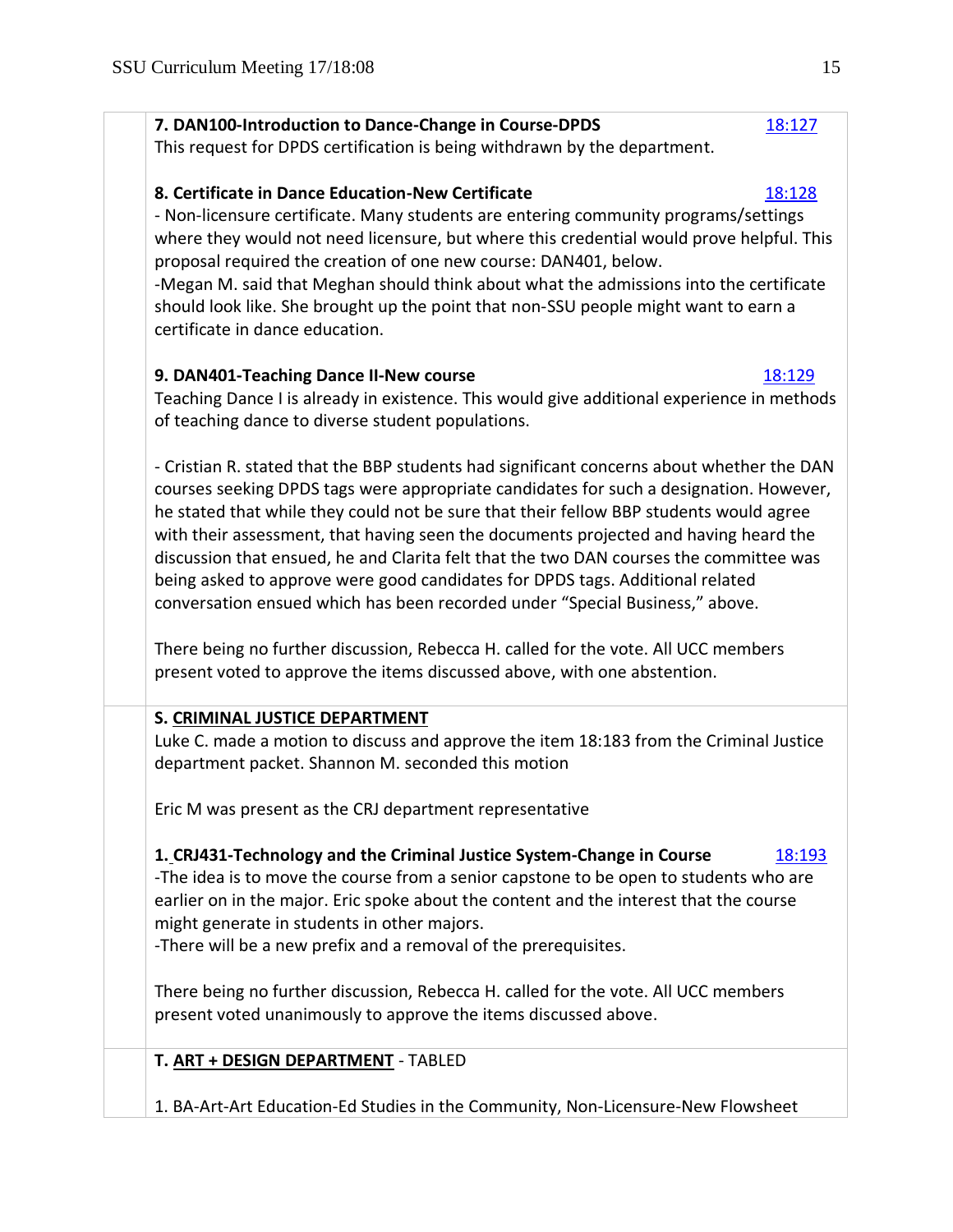**7. DAN100-Introduction to Dance-Change in Course-DPDS** 18:127

This request for DPDS certification is being withdrawn by the department.

**8. Certificate in Dance Education-New Certificate** 18:128

- Non-licensure certificate. Many students are entering community programs/settings where they would not need licensure, but where this credential would prove helpful. This proposal required the creation of one new course: DAN401, below.

-Megan M. said that Meghan should think about what the admissions into the certificate should look like. She brought up the point that non-SSU people might want to earn a certificate in dance education.

**9. DAN401-Teaching Dance II-New course** 18:129

Teaching Dance I is already in existence. This would give additional experience in methods of teaching dance to diverse student populations.

- Cristian R. stated that the BBP students had significant concerns about whether the DAN courses seeking DPDS tags were appropriate candidates for such a designation. However, he stated that while they could not be sure that their fellow BBP students would agree with their assessment, that having seen the documents projected and having heard the discussion that ensued, he and Clarita felt that the two DAN courses the committee was being asked to approve were good candidates for DPDS tags. Additional related conversation ensued which has been recorded under "Special Business," above.

There being no further discussion, Rebecca H. called for the vote. All UCC members present voted to approve the items discussed above, with one abstention.

**S. CRIMINAL JUSTICE DEPARTMENT**

Luke C. made a motion to discuss and approve the item 18:183 from the Criminal Justice department packet. Shannon M. seconded this motion

Eric M was present as the CRJ department representative

**1. CRJ431-Technology and the Criminal Justice System-Change in Course** 18:193

-The idea is to move the course from a senior capstone to be open to students who are earlier on in the major. Eric spoke about the content and the interest that the course might generate in students in other majors.

-There will be a new prefix and a removal of the prerequisites.

There being no further discussion, Rebecca H. called for the vote. All UCC members present voted unanimously to approve the items discussed above.

**T. ART + DESIGN DEPARTMENT** - TABLED

1. BA-Art-Art Education-Ed Studies in the Community, Non-Licensure-New Flowsheet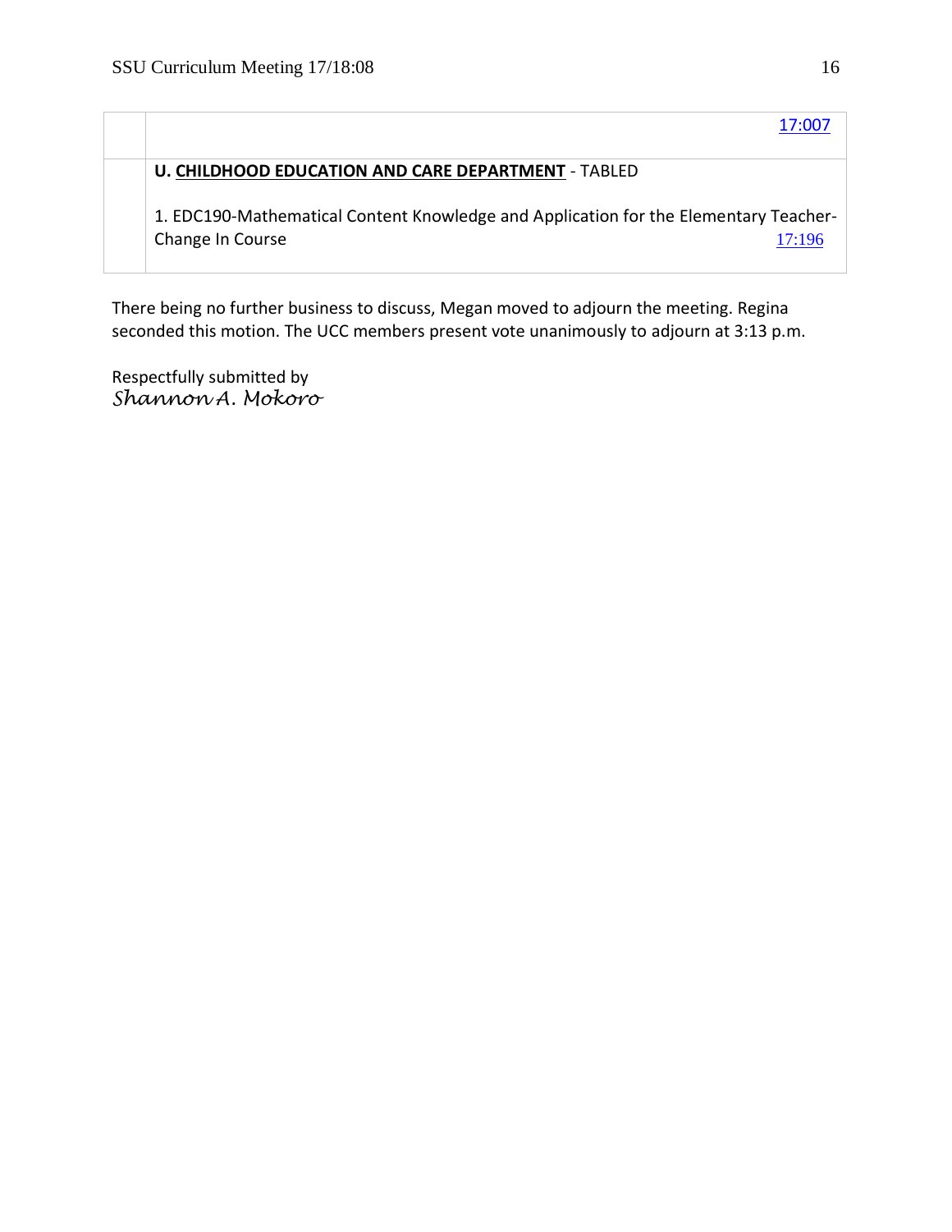| | |
|---|---|
| | 17:007 |
| | **U. CHILDHOOD EDUCATION AND CARE DEPARTMENT** - TABLED<br><br>1. EDC190-Mathematical Content Knowledge and Application for the Elementary Teacher-Change In Course 17:196 |

There being no further business to discuss, Megan moved to adjourn the meeting. Regina seconded this motion. The UCC members present vote unanimously to adjourn at 3:13 p.m.

Respectfully submitted by
*Shannon A. Mokoro*